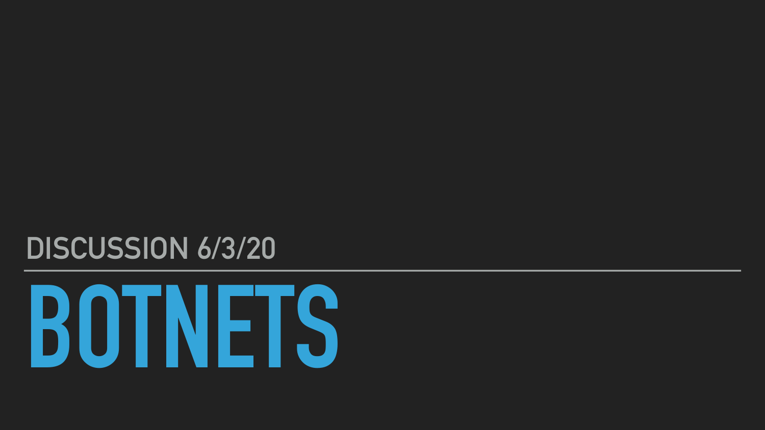## DISCUSSION 6/3/20

# BOTNETS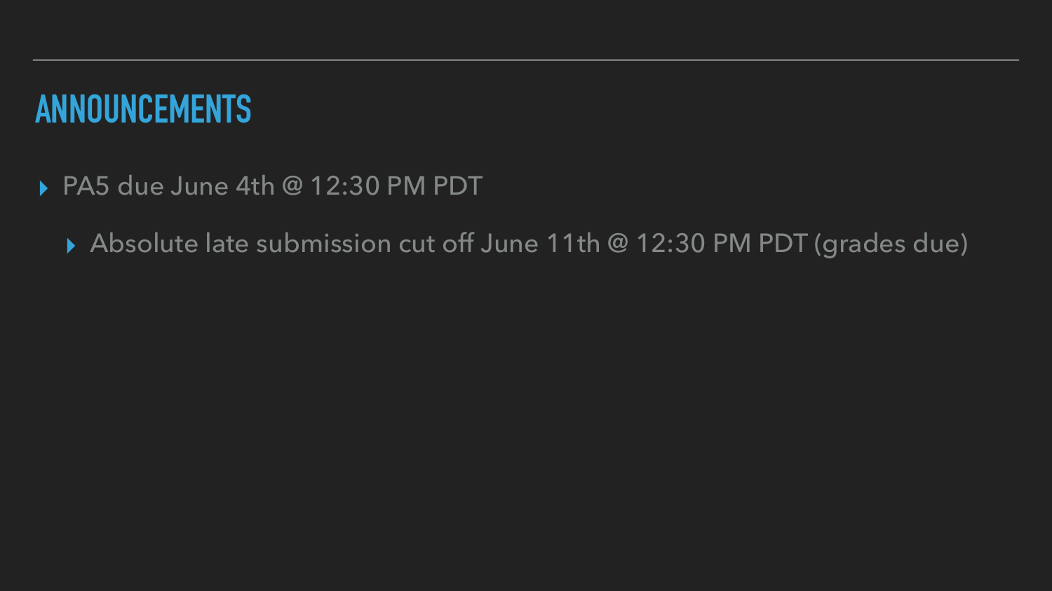## ANNOUNCEMENTS

- PA5 due June 4th @ 12:30 PM PDT
  - Absolute late submission cut off June 11th @ 12:30 PM PDT (grades due)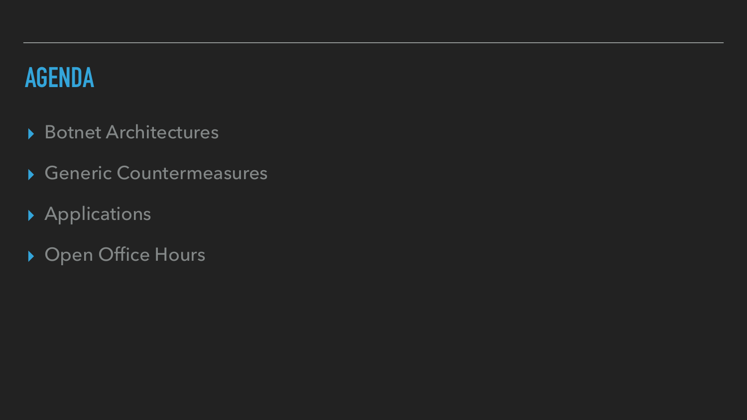# AGENDA

- Botnet Architectures
- Generic Countermeasures
- Applications
- Open Office Hours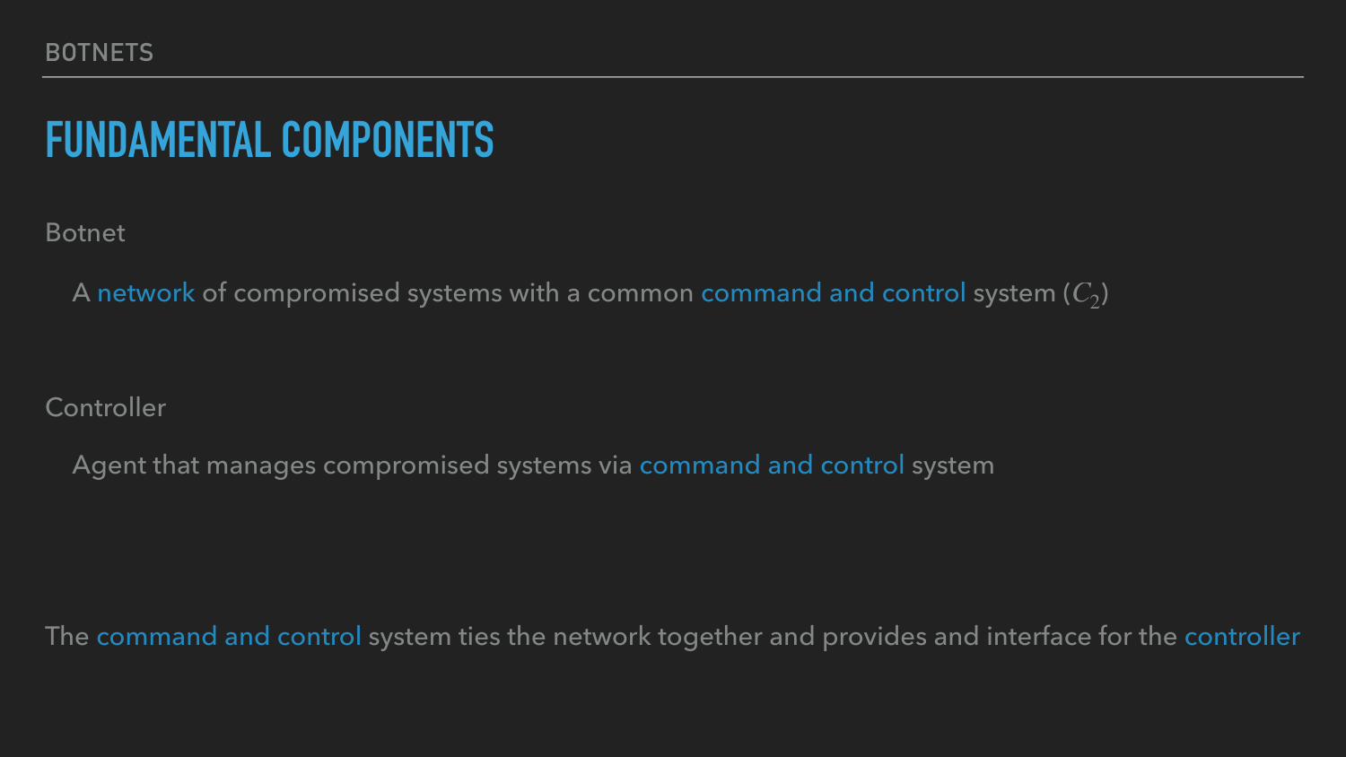## FUNDAMENTAL COMPONENTS

Botnet

A network of compromised systems with a common command and control system ($C_2$)

Controller

Agent that manages compromised systems via command and control system

The command and control system ties the network together and provides and interface for the controller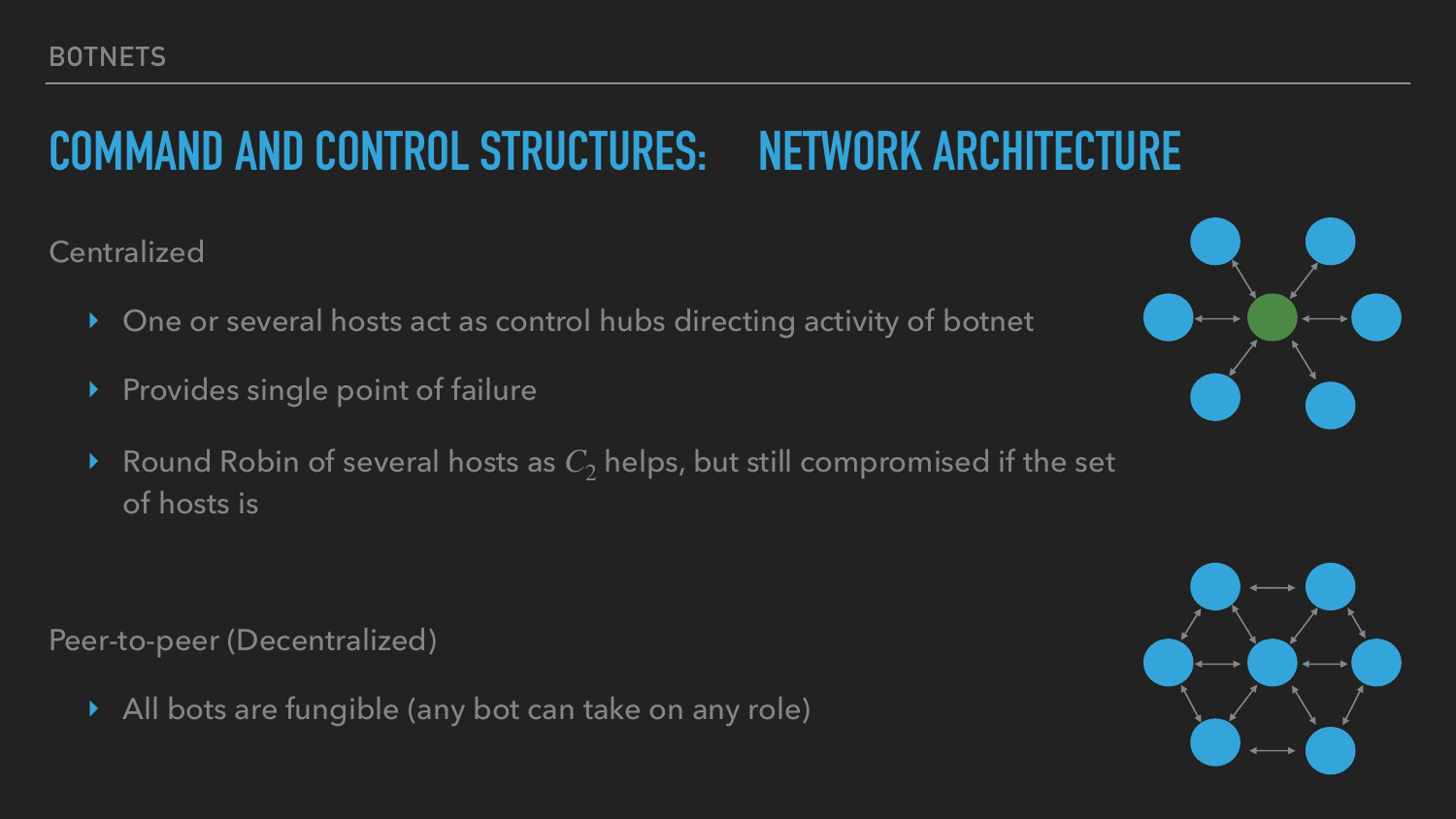# COMMAND AND CONTROL STRUCTURES: NETWORK ARCHITECTURE

Centralized

- One or several hosts act as control hubs directing activity of botnet
- Provides single point of failure
- Round Robin of several hosts as $C_2$ helps, but still compromised if the set of hosts is

Peer-to-peer (Decentralized)

- All bots are fungible (any bot can take on any role)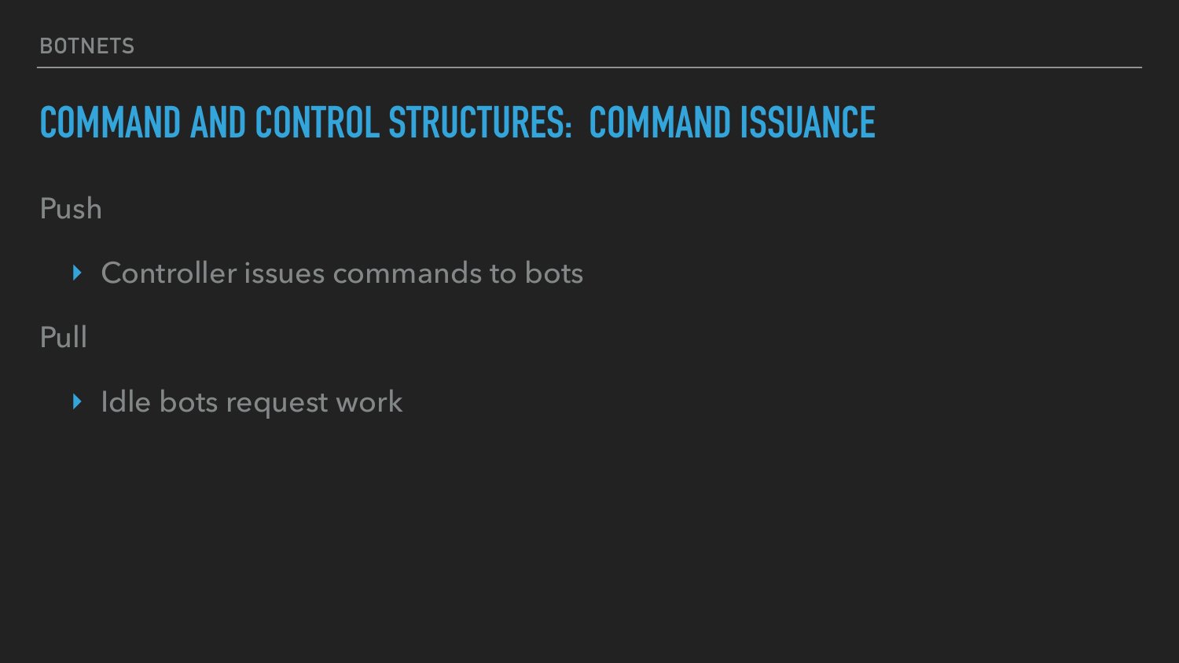## COMMAND AND CONTROL STRUCTURES: COMMAND ISSUANCE

Push

- Controller issues commands to bots

Pull

- Idle bots request work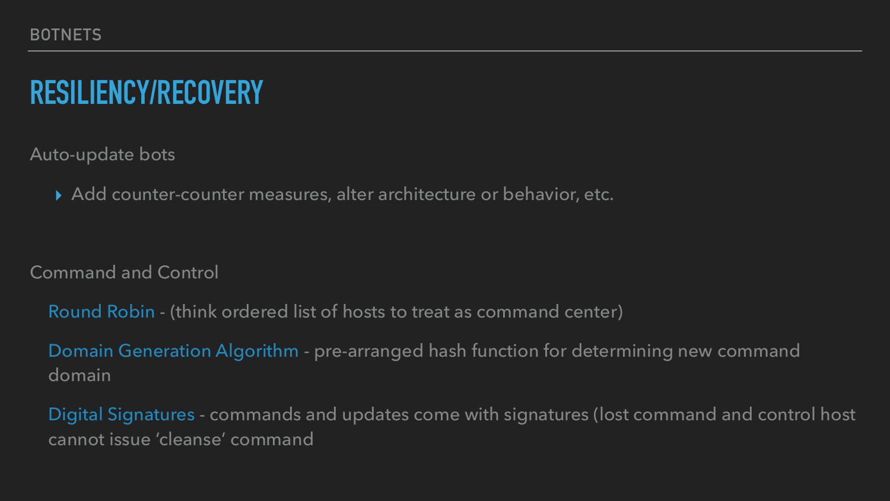## RESILIENCY/RECOVERY

Auto-update bots

- Add counter-counter measures, alter architecture or behavior, etc.

Command and Control

Round Robin - (think ordered list of hosts to treat as command center)

Domain Generation Algorithm - pre-arranged hash function for determining new command domain

Digital Signatures - commands and updates come with signatures (lost command and control host cannot issue ‘cleanse’ command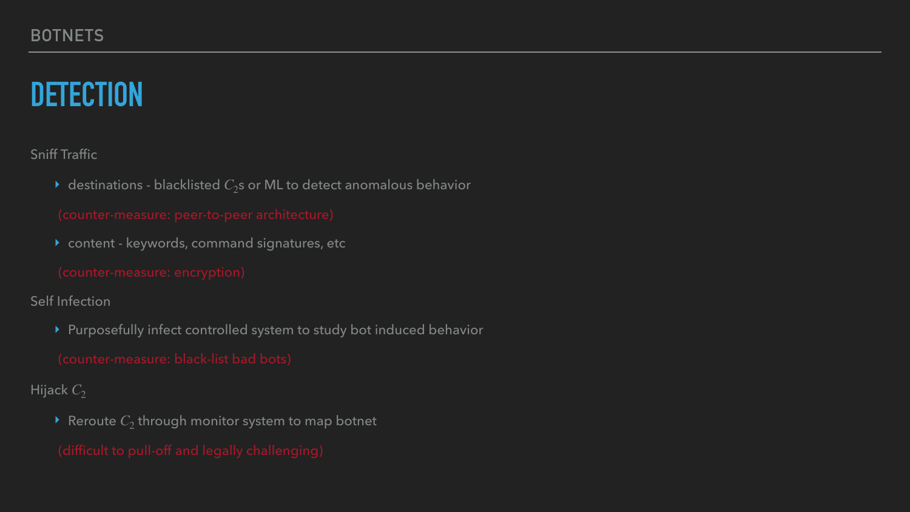## DETECTION

Sniff Traffic

- destinations - blacklisted $C_2$s or ML to detect anomalous behavior

  (counter-measure: peer-to-peer architecture)

- content - keywords, command signatures, etc

  (counter-measure: encryption)

Self Infection

- Purposefully infect controlled system to study bot induced behavior

  (counter-measure: black-list bad bots)

Hijack $C_2$

- Reroute $C_2$ through monitor system to map botnet

  (difficult to pull-off and legally challenging)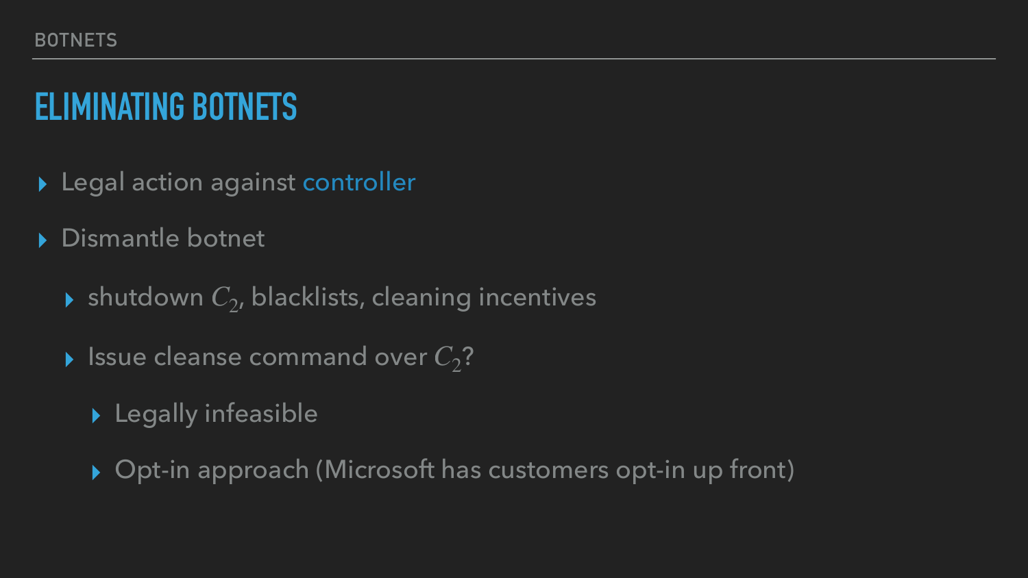# ELIMINATING BOTNETS

- Legal action against controller
- Dismantle botnet
  - shutdown $C_2$, blacklists, cleaning incentives
  - Issue cleanse command over $C_2$?
    - Legally infeasible
    - Opt-in approach (Microsoft has customers opt-in up front)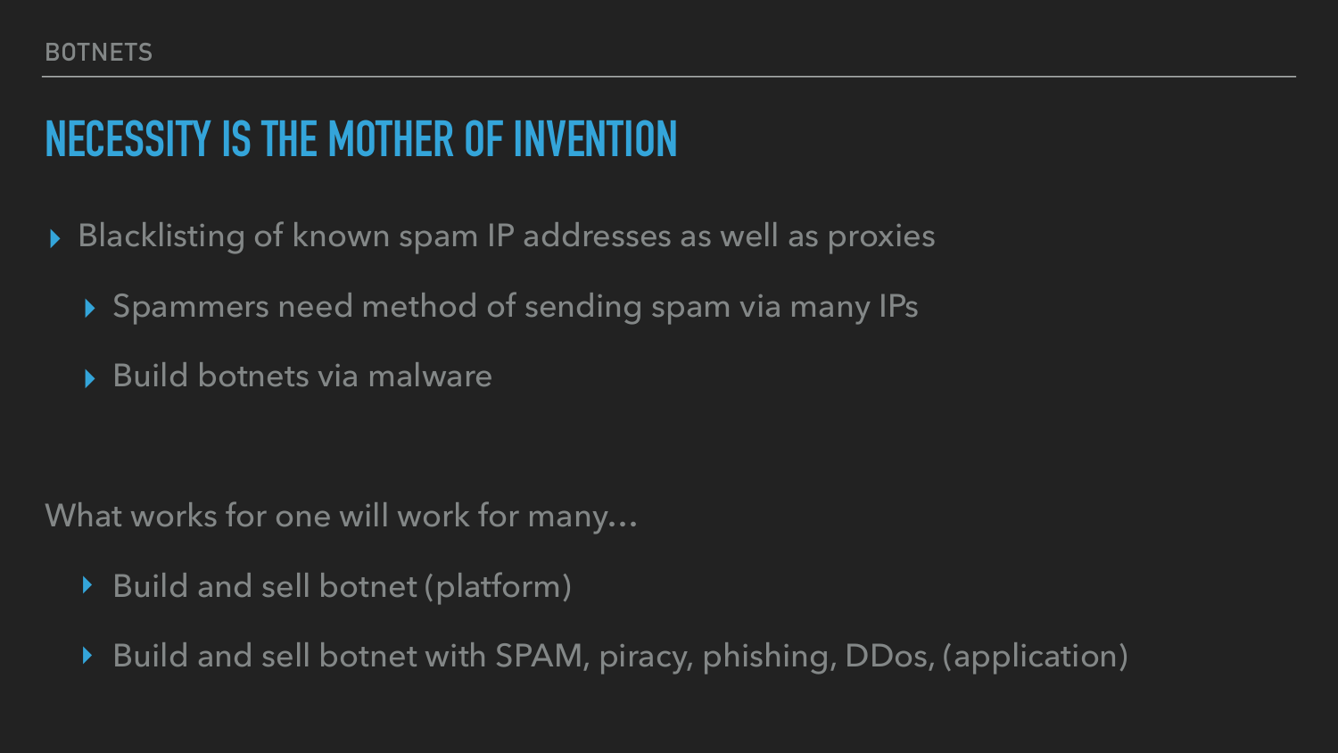## NECESSITY IS THE MOTHER OF INVENTION

- Blacklisting of known spam IP addresses as well as proxies
  - Spammers need method of sending spam via many IPs
  - Build botnets via malware

What works for one will work for many…

- Build and sell botnet (platform)
- Build and sell botnet with SPAM, piracy, phishing, DDos, (application)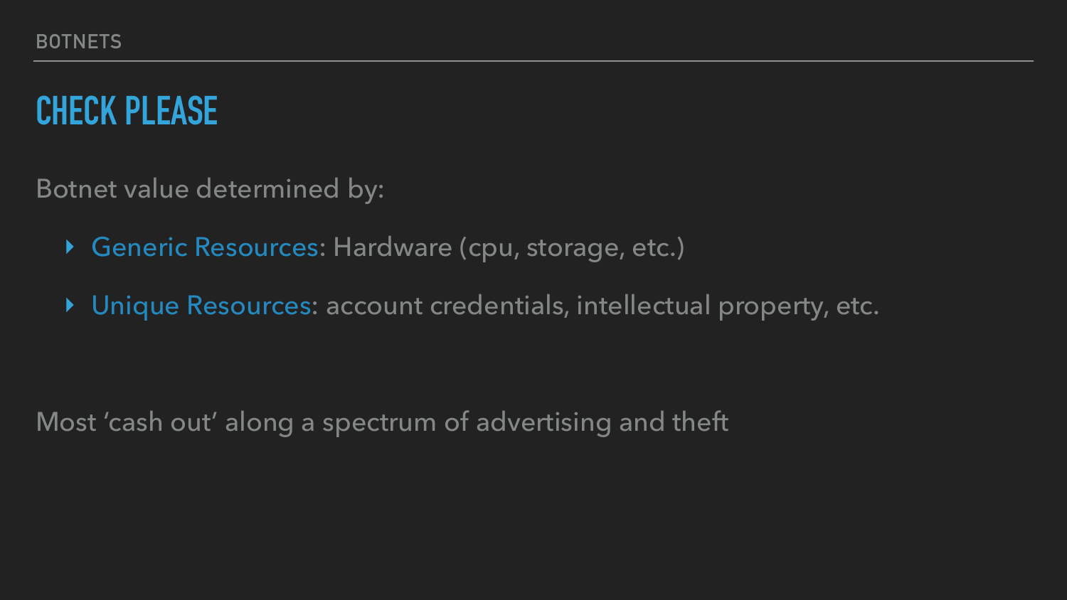## CHECK PLEASE

Botnet value determined by:

- Generic Resources: Hardware (cpu, storage, etc.)
- Unique Resources: account credentials, intellectual property, etc.

Most ‘cash out’ along a spectrum of advertising and theft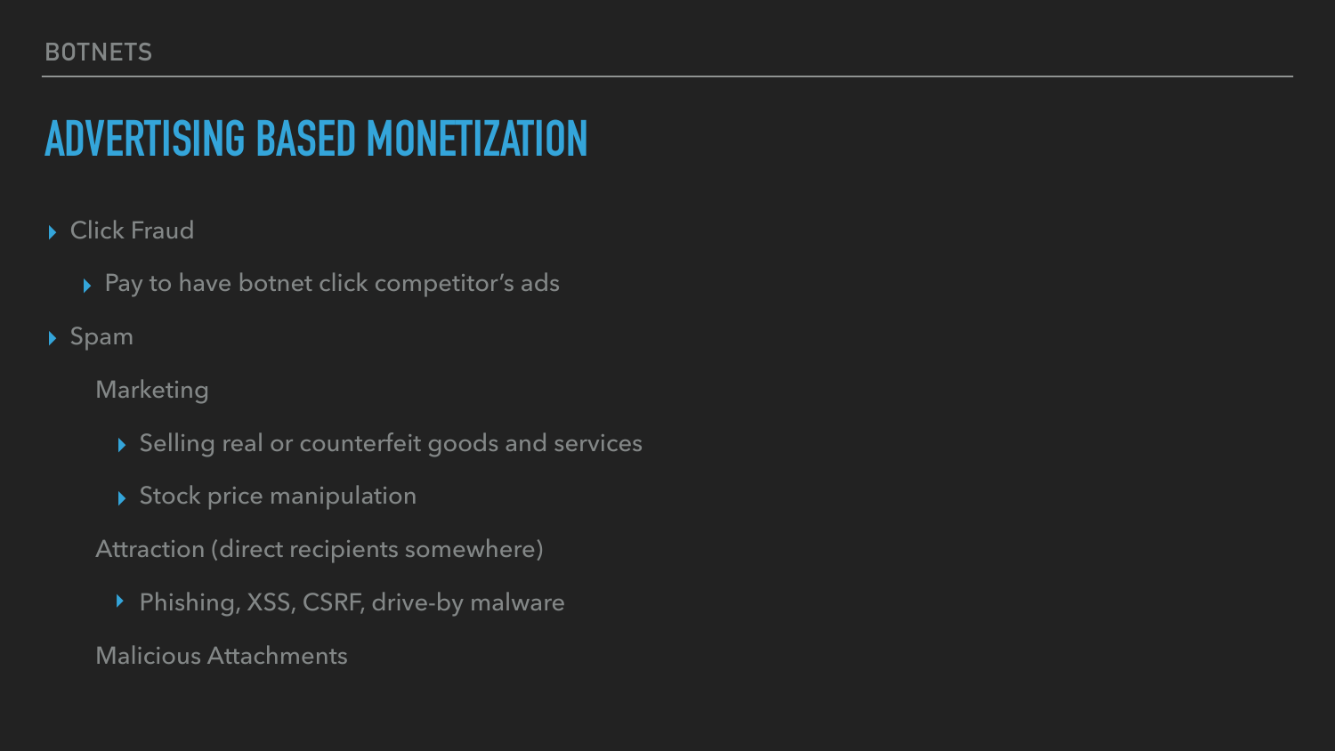# ADVERTISING BASED MONETIZATION

- Click Fraud
  - Pay to have botnet click competitor's ads
- Spam

  Marketing

    - Selling real or counterfeit goods and services
    - Stock price manipulation

  Attraction (direct recipients somewhere)

    - Phishing, XSS, CSRF, drive-by malware

  Malicious Attachments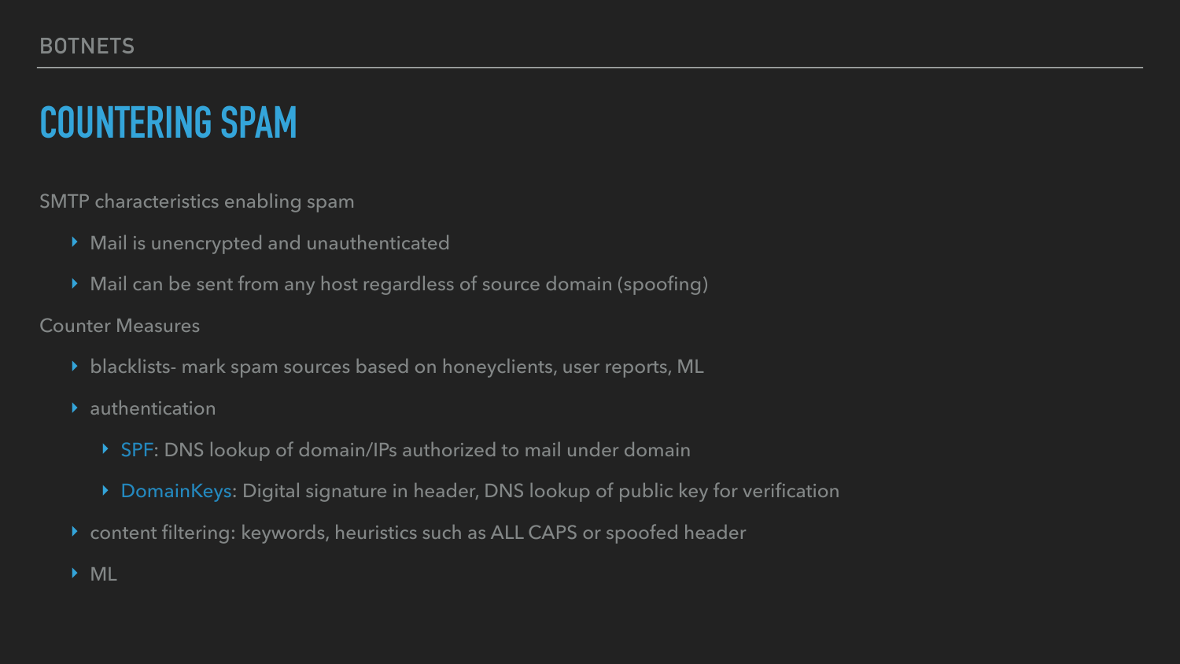# COUNTERING SPAM

SMTP characteristics enabling spam

- Mail is unencrypted and unauthenticated
- Mail can be sent from any host regardless of source domain (spoofing)

Counter Measures

- blacklists- mark spam sources based on honeyclients, user reports, ML
- authentication
  - SPF: DNS lookup of domain/IPs authorized to mail under domain
  - DomainKeys: Digital signature in header, DNS lookup of public key for verification
- content filtering: keywords, heuristics such as ALL CAPS or spoofed header
- ML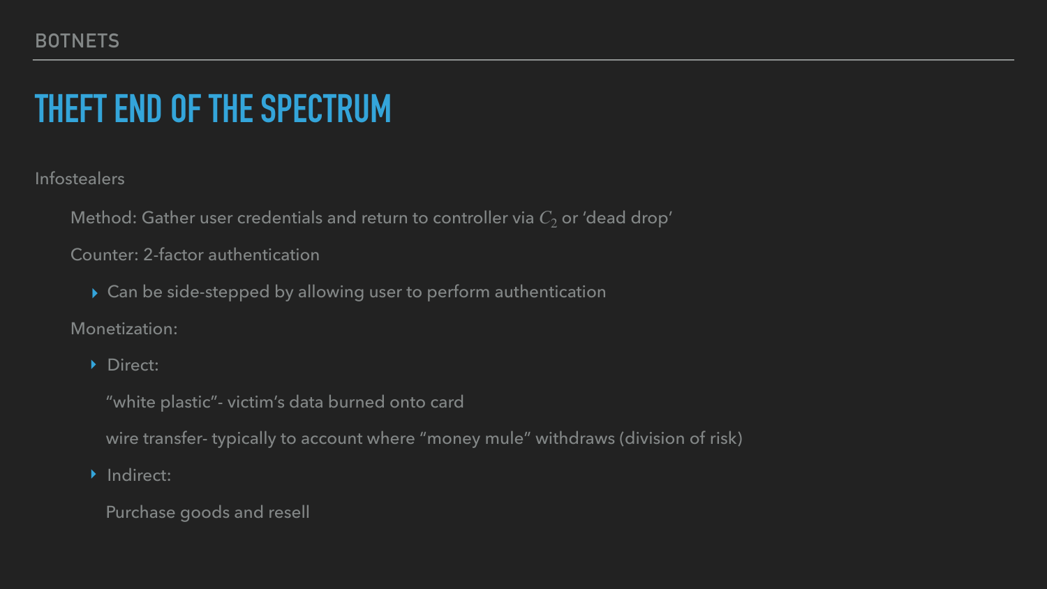# THEFT END OF THE SPECTRUM

Infostealers

- Method: Gather user credentials and return to controller via $C_2$ or ‘dead drop’
- Counter: 2-factor authentication
  - Can be side-stepped by allowing user to perform authentication
- Monetization:
  - Direct:
    - “white plastic”- victim’s data burned onto card
    - wire transfer- typically to account where “money mule” withdraws (division of risk)
  - Indirect:
    - Purchase goods and resell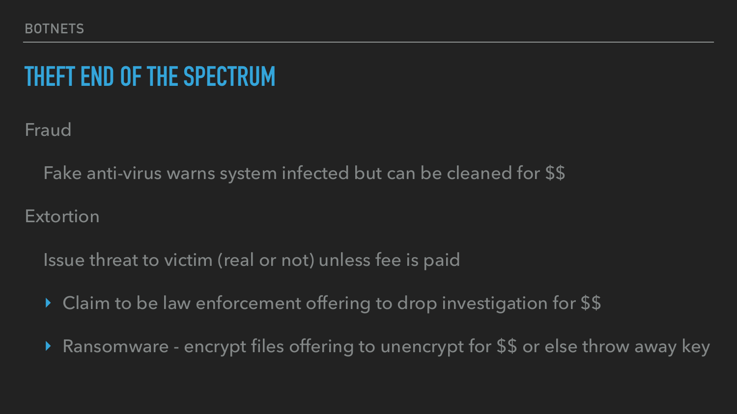## THEFT END OF THE SPECTRUM

Fraud

Fake anti-virus warns system infected but can be cleaned for $$

Extortion

Issue threat to victim (real or not) unless fee is paid

- Claim to be law enforcement offering to drop investigation for $$
- Ransomware - encrypt files offering to unencrypt for $$ or else throw away key